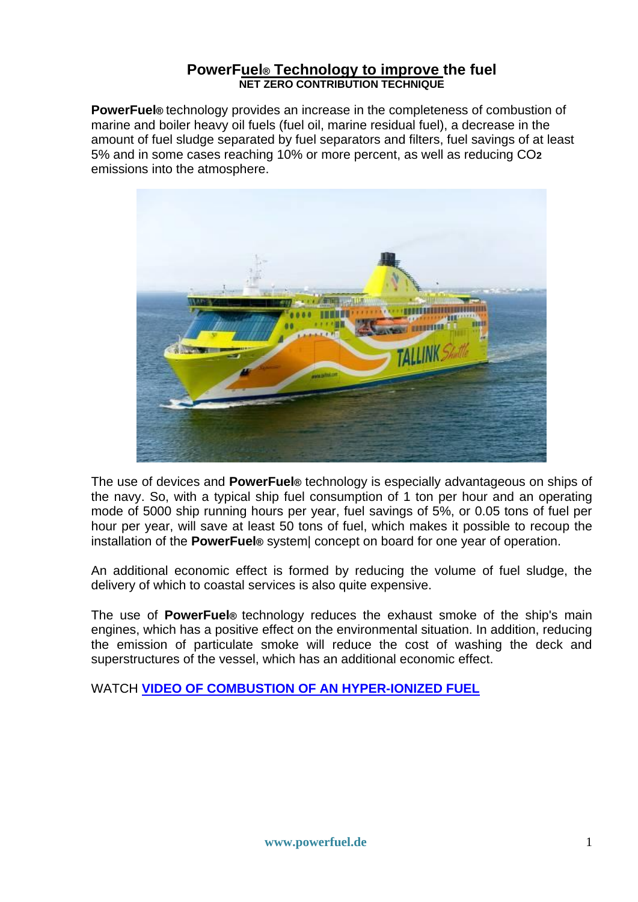# PowerFuel® Technology to improve the fuel

**NET ZERO CONTRIBUTION TECHNIQUE**

**PowerFuel®** technology provides an increase in the completeness of combustion of marine and boiler heavy oil fuels (fuel oil, marine residual fuel), a decrease in the amount of fuel sludge separated by fuel separators and filters, fuel savings of at least 5% and in some cases reaching 10% or more percent, as well as reducing $CO_2$ emissions into the atmosphere.

The use of devices and **PowerFuel®** technology is especially advantageous on ships of the navy. So, with a typical ship fuel consumption of 1 ton per hour and an operating mode of 5000 ship running hours per year, fuel savings of 5%, or 0.05 tons of fuel per hour per year, will save at least 50 tons of fuel, which makes it possible to recoup the installation of the **PowerFuel®** system| concept on board for one year of operation.

An additional economic effect is formed by reducing the volume of fuel sludge, the delivery of which to coastal services is also quite expensive.

The use of **PowerFuel®** technology reduces the exhaust smoke of the ship's main engines, which has a positive effect on the environmental situation. In addition, reducing the emission of particulate smoke will reduce the cost of washing the deck and superstructures of the vessel, which has an additional economic effect.

WATCH **VIDEO OF COMBUSTION OF AN HYPER-IONIZED FUEL**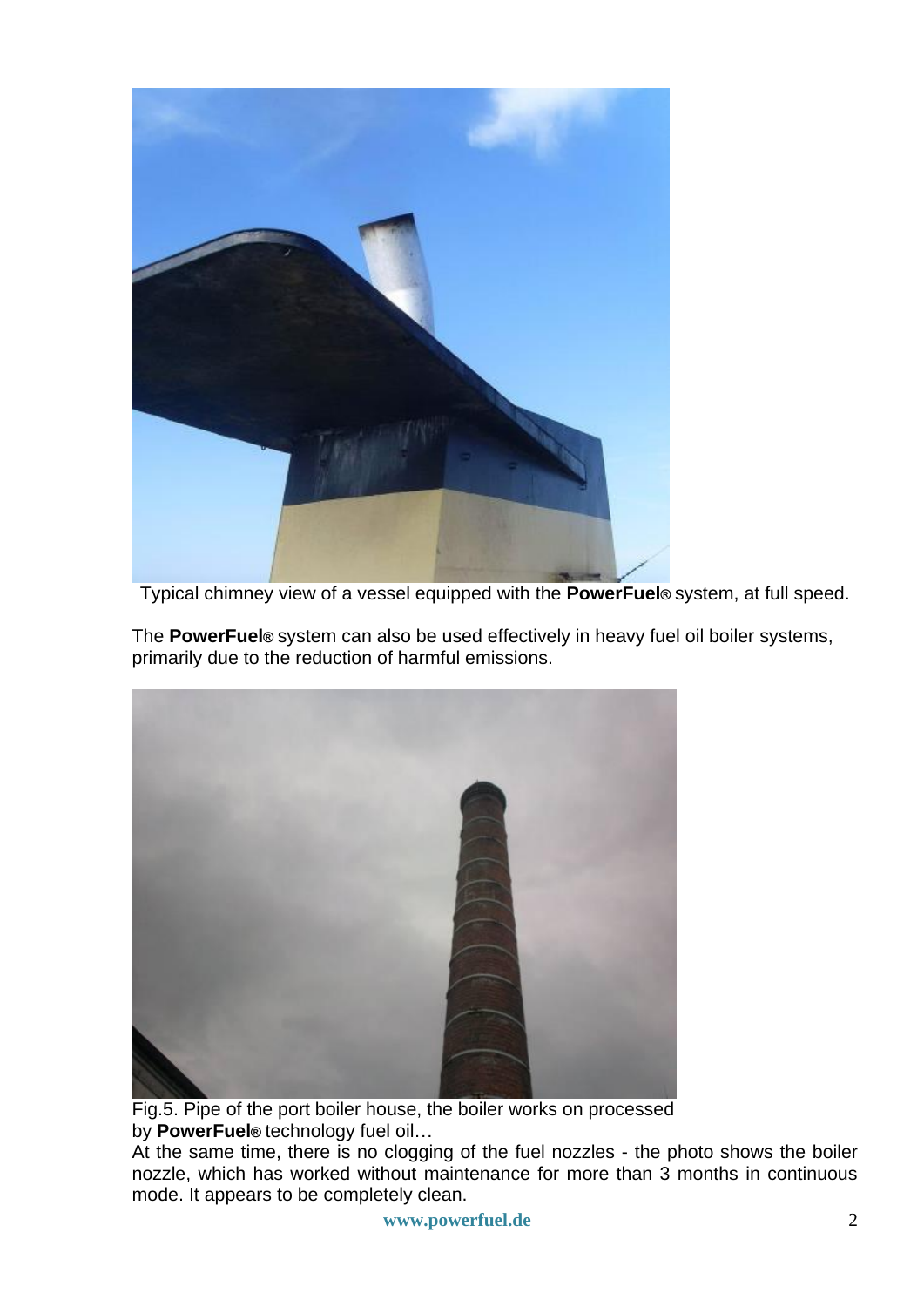Typical chimney view of a vessel equipped with the **PowerFuel®** system, at full speed.

The **PowerFuel®** system can also be used effectively in heavy fuel oil boiler systems, primarily due to the reduction of harmful emissions.

Fig.5. Pipe of the port boiler house, the boiler works on processed by **PowerFuel®** technology fuel oil…

At the same time, there is no clogging of the fuel nozzles - the photo shows the boiler nozzle, which has worked without maintenance for more than 3 months in continuous mode. It appears to be completely clean.

www.powerfuel.de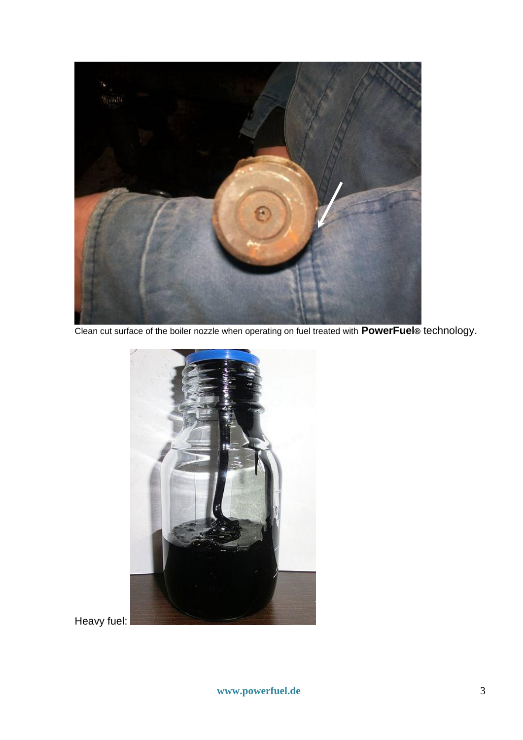Clean cut surface of the boiler nozzle when operating on fuel treated with **PowerFuel®** technology.

Heavy fuel: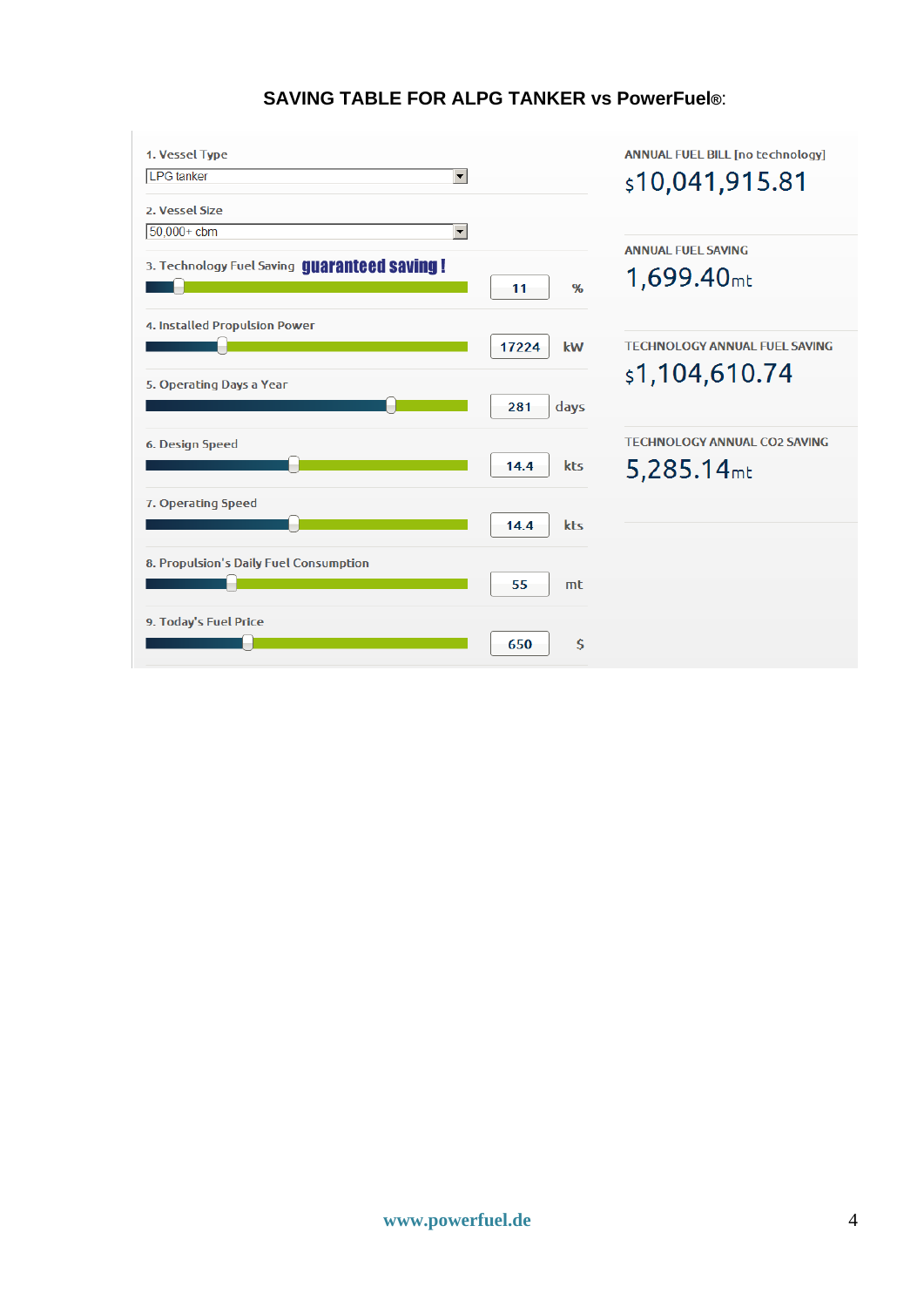**SAVING TABLE FOR ALPG TANKER vs PowerFuel®:**

1. Vessel Type

LPG tanker

2. Vessel Size

50,000+ cbm

3. Technology Fuel Saving **guaranteed saving !**

11 %

4. Installed Propulsion Power

17224 kW

5. Operating Days a Year

281 days

6. Design Speed

14.4 kts

7. Operating Speed

14.4 kts

8. Propulsion's Daily Fuel Consumption

55 mt

9. Today's Fuel Price

650 $

ANNUAL FUEL BILL [no technology]

$10,041,915.81

ANNUAL FUEL SAVING

1,699.40mt

TECHNOLOGY ANNUAL FUEL SAVING

$1,104,610.74

TECHNOLOGY ANNUAL CO2 SAVING

5,285.14mt

www.powerfuel.de